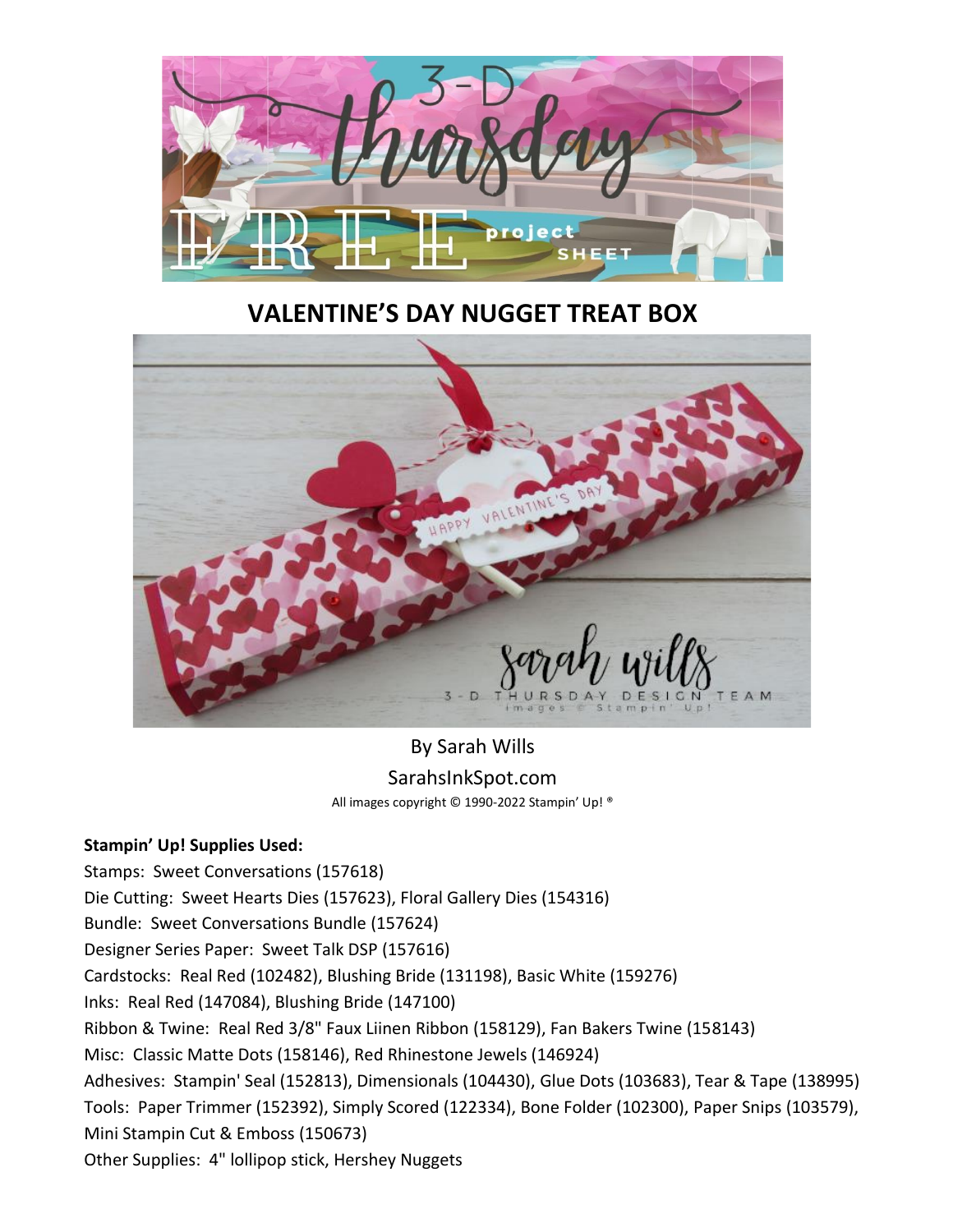# VALENTINE'S DAY NUGGET TREAT BOX

By Sarah Wills

SarahsInkSpot.com

All images copyright © 1990-2022 Stampin' Up! ®

**Stampin' Up! Supplies Used:**

Stamps: Sweet Conversations (157618)

Die Cutting: Sweet Hearts Dies (157623), Floral Gallery Dies (154316)

Bundle: Sweet Conversations Bundle (157624)

Designer Series Paper: Sweet Talk DSP (157616)

Cardstocks: Real Red (102482), Blushing Bride (131198), Basic White (159276)

Inks: Real Red (147084), Blushing Bride (147100)

Ribbon & Twine: Real Red 3/8" Faux Liinen Ribbon (158129), Fan Bakers Twine (158143)

Misc: Classic Matte Dots (158146), Red Rhinestone Jewels (146924)

Adhesives: Stampin' Seal (152813), Dimensionals (104430), Glue Dots (103683), Tear & Tape (138995)

Tools: Paper Trimmer (152392), Simply Scored (122334), Bone Folder (102300), Paper Snips (103579), Mini Stampin Cut & Emboss (150673)

Other Supplies: 4" lollipop stick, Hershey Nuggets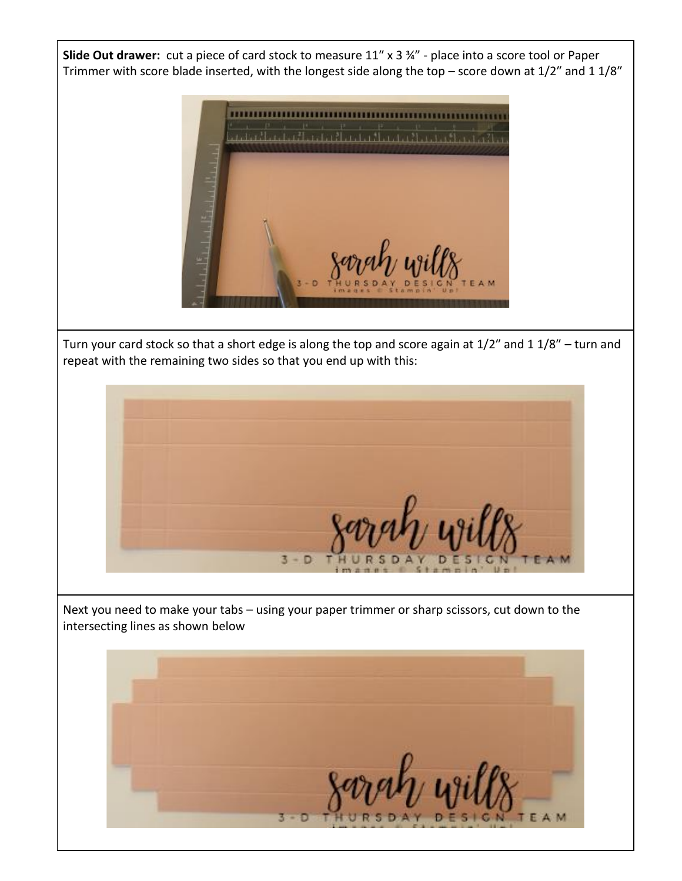**Slide Out drawer:** cut a piece of card stock to measure 11" x 3 ¾" - place into a score tool or Paper Trimmer with score blade inserted, with the longest side along the top – score down at 1/2" and 1 1/8"

Turn your card stock so that a short edge is along the top and score again at 1/2" and 1 1/8" – turn and repeat with the remaining two sides so that you end up with this:

Next you need to make your tabs – using your paper trimmer or sharp scissors, cut down to the intersecting lines as shown below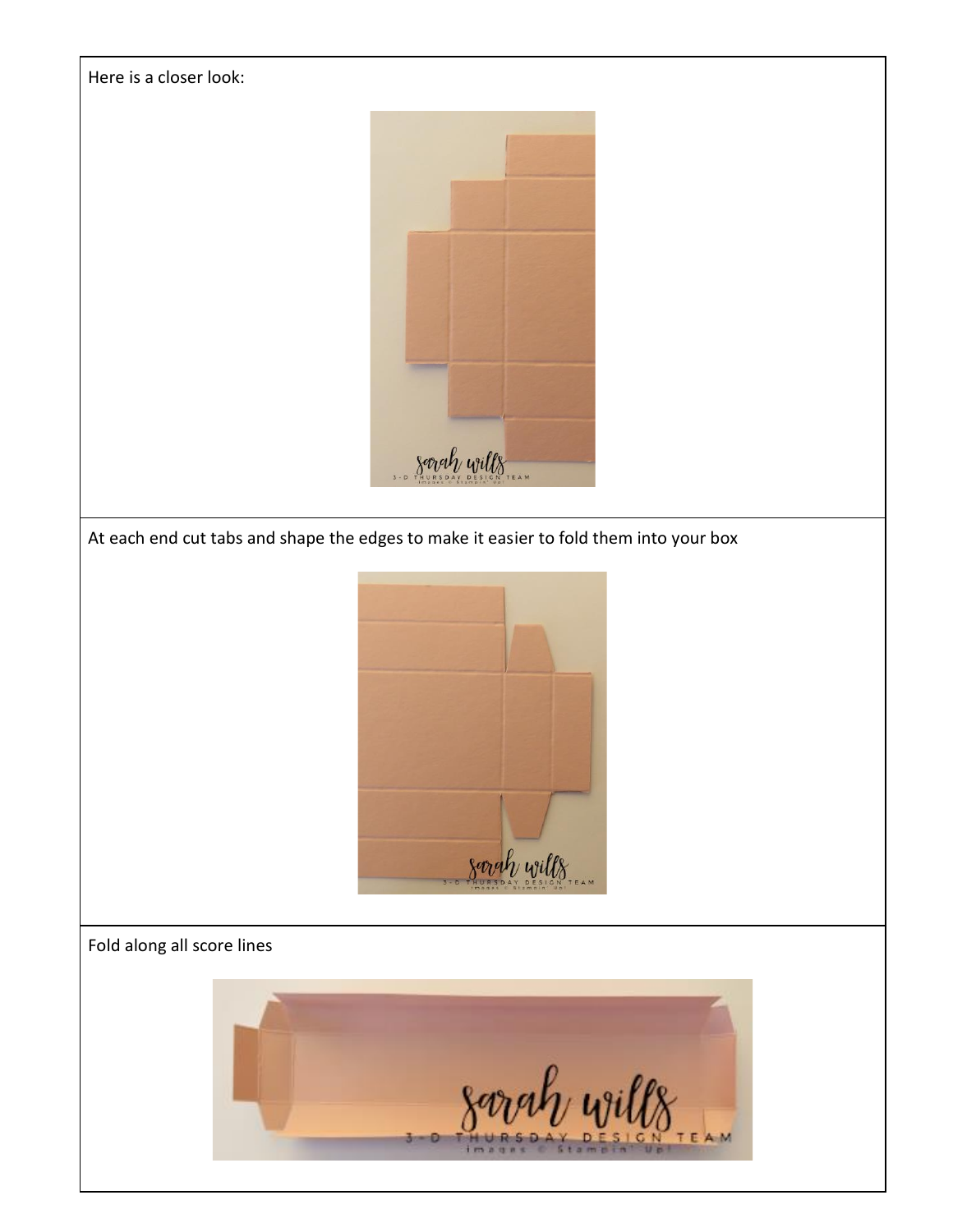Here is a closer look:

At each end cut tabs and shape the edges to make it easier to fold them into your box

Fold along all score lines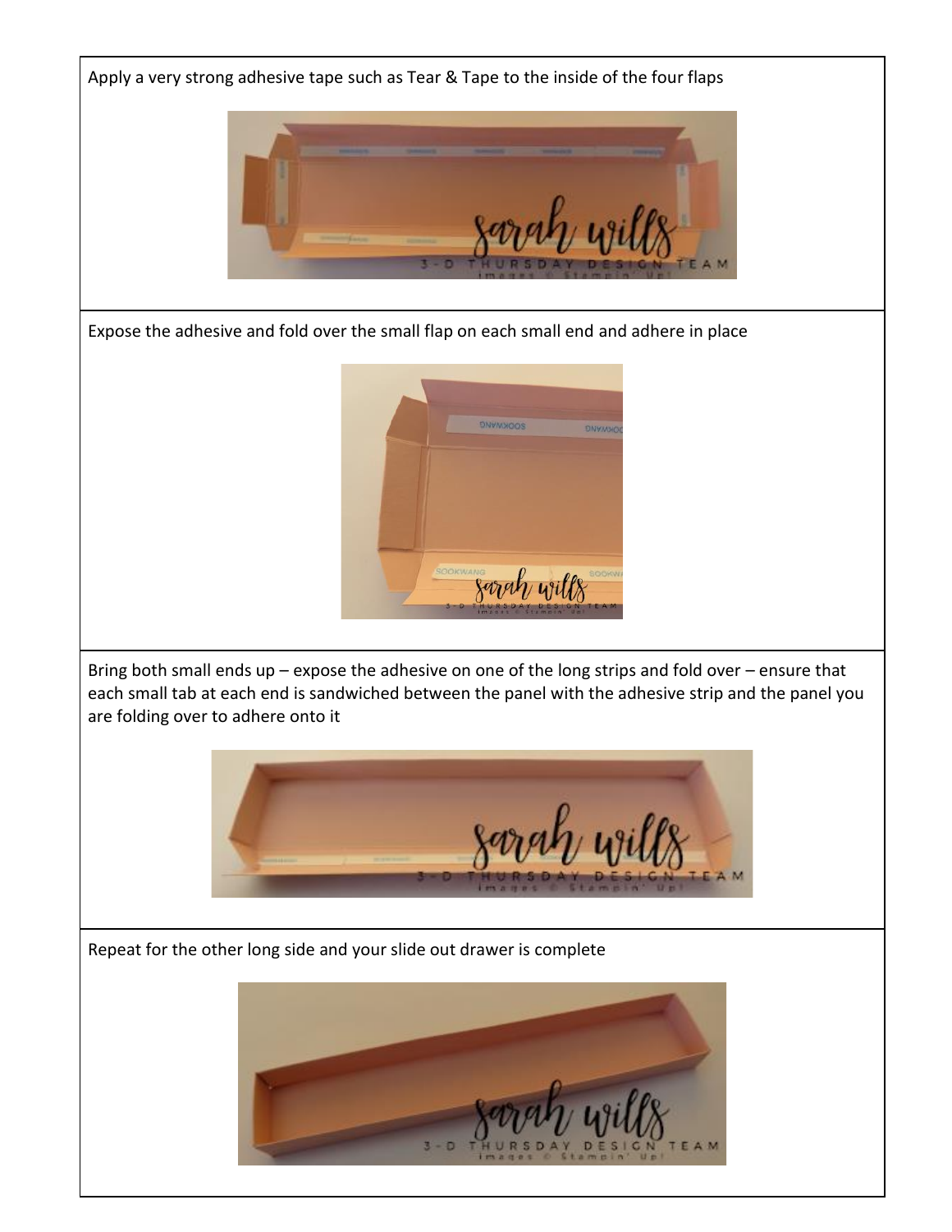Apply a very strong adhesive tape such as Tear & Tape to the inside of the four flaps

Expose the adhesive and fold over the small flap on each small end and adhere in place

Bring both small ends up – expose the adhesive on one of the long strips and fold over – ensure that each small tab at each end is sandwiched between the panel with the adhesive strip and the panel you are folding over to adhere onto it

Repeat for the other long side and your slide out drawer is complete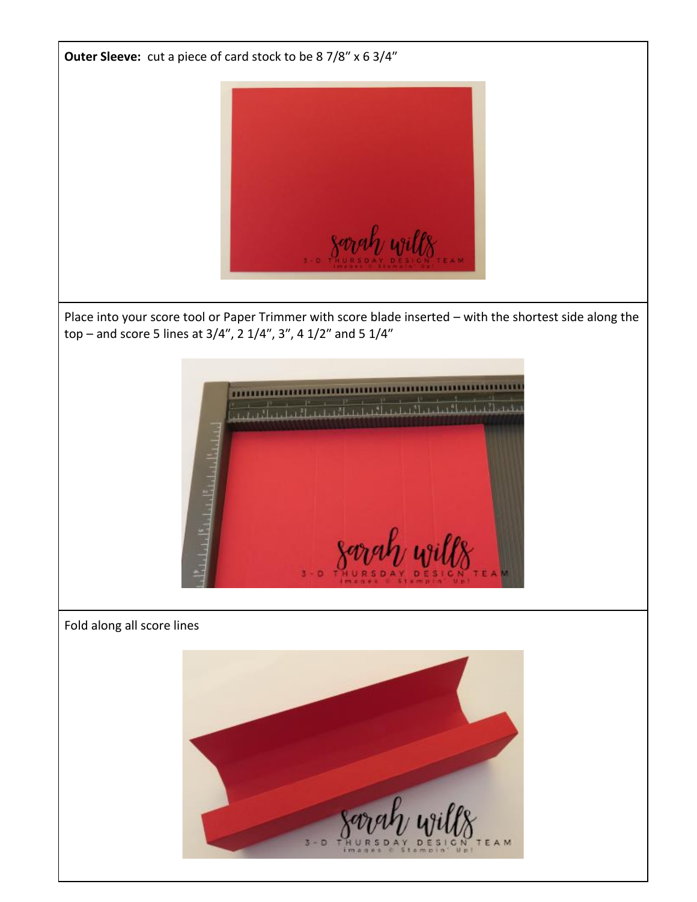**Outer Sleeve:** cut a piece of card stock to be 8 7/8" x 6 3/4"

Place into your score tool or Paper Trimmer with score blade inserted – with the shortest side along the top – and score 5 lines at 3/4", 2 1/4", 3", 4 1/2" and 5 1/4"

Fold along all score lines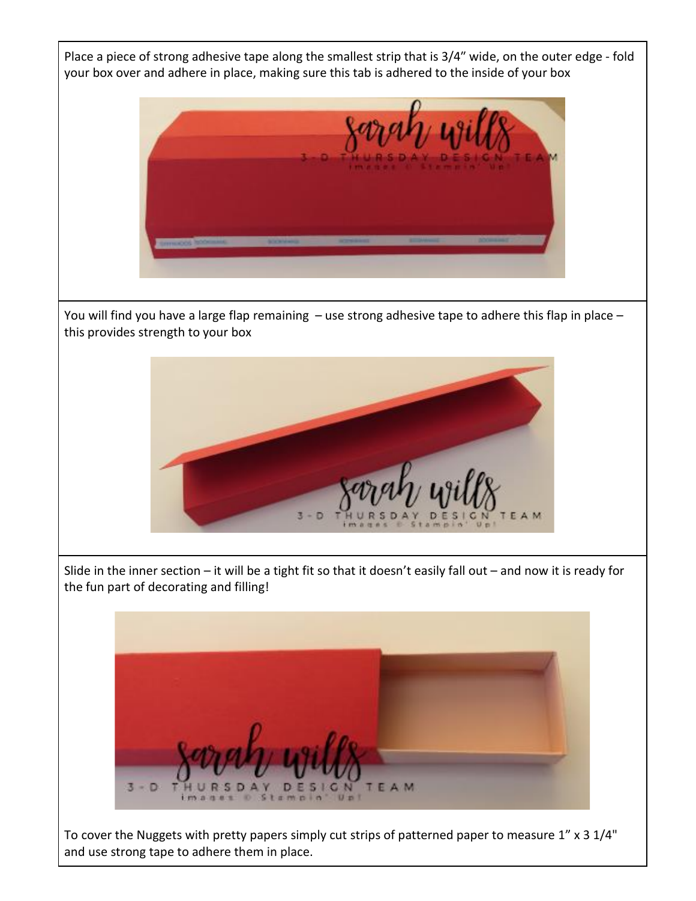Place a piece of strong adhesive tape along the smallest strip that is 3/4" wide, on the outer edge - fold your box over and adhere in place, making sure this tab is adhered to the inside of your box

You will find you have a large flap remaining – use strong adhesive tape to adhere this flap in place – this provides strength to your box

Slide in the inner section – it will be a tight fit so that it doesn't easily fall out – and now it is ready for the fun part of decorating and filling!

To cover the Nuggets with pretty papers simply cut strips of patterned paper to measure 1" x 3 1/4" and use strong tape to adhere them in place.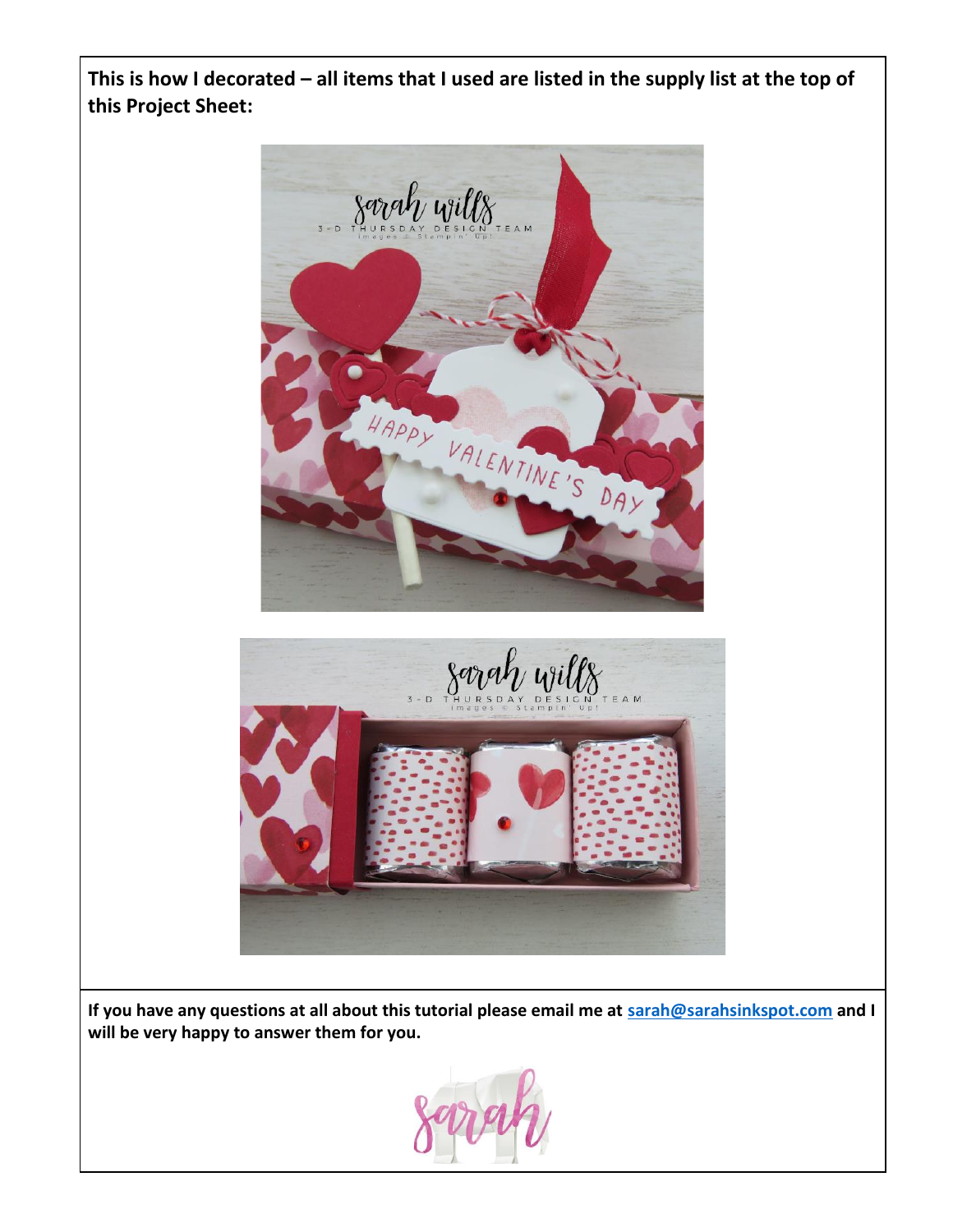**This is how I decorated – all items that I used are listed in the supply list at the top of this Project Sheet:**

**If you have any questions at all about this tutorial please email me at [sarah@sarahsinkspot.com](mailto:sarah@sarahsinkspot.com) and I will be very happy to answer them for you.**